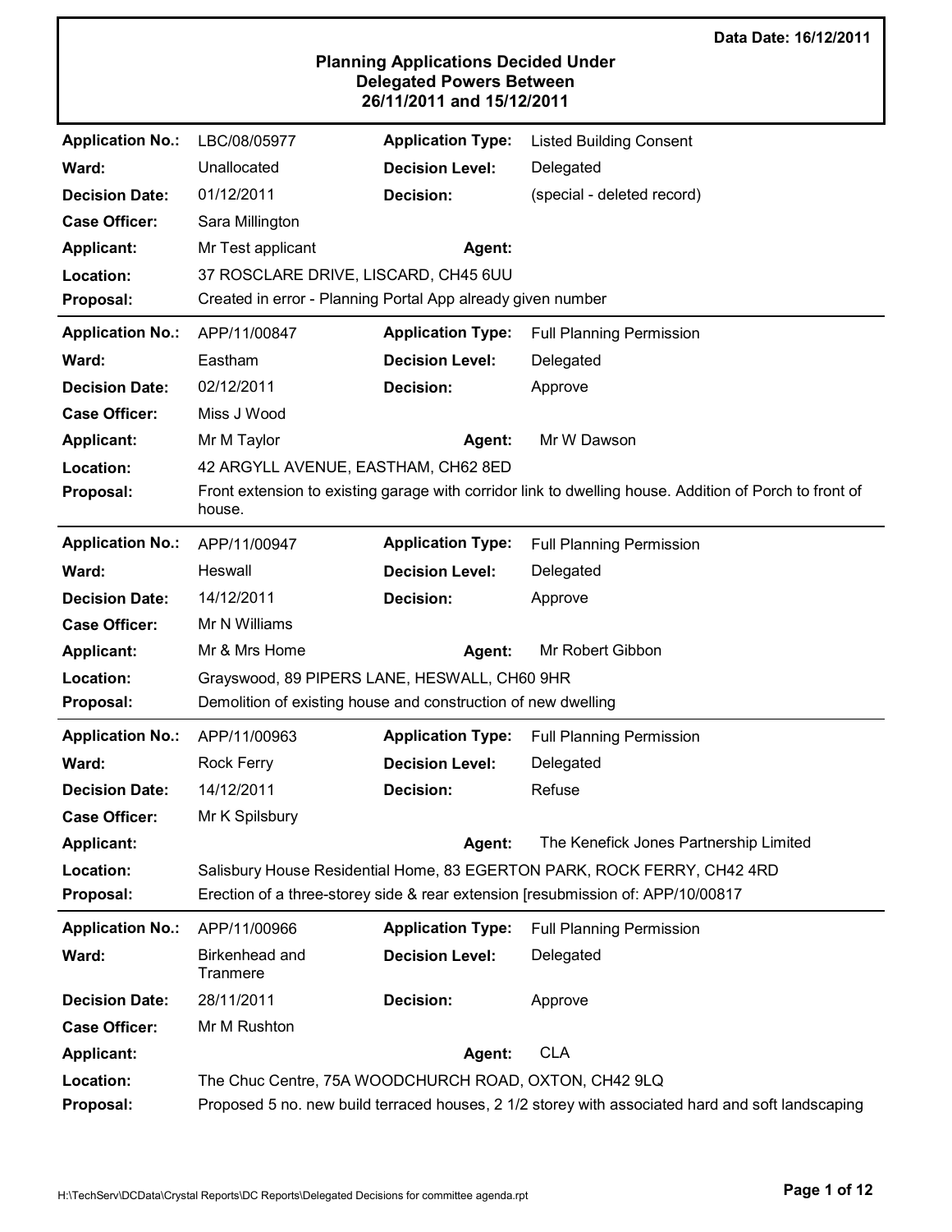Data Date: 16/12/2011

# Planning Applications Decided Under Delegated Powers Between 26/11/2011 and 15/12/2011

| | | | |
|---|---|---|---|
| **Application No.:** | LBC/08/05977 | **Application Type:** | Listed Building Consent |
| **Ward:** | Unallocated | **Decision Level:** | Delegated |
| **Decision Date:** | 01/12/2011 | **Decision:** | (special - deleted record) |
| **Case Officer:** | Sara Millington | | |
| **Applicant:** | Mr Test applicant | **Agent:** | |
| **Location:** | 37 ROSCLARE DRIVE, LISCARD, CH45 6UU | | |
| **Proposal:** | Created in error - Planning Portal App already given number | | |

---

| | | | |
|---|---|---|---|
| **Application No.:** | APP/11/00847 | **Application Type:** | Full Planning Permission |
| **Ward:** | Eastham | **Decision Level:** | Delegated |
| **Decision Date:** | 02/12/2011 | **Decision:** | Approve |
| **Case Officer:** | Miss J Wood | | |
| **Applicant:** | Mr M Taylor | **Agent:** | Mr W Dawson |
| **Location:** | 42 ARGYLL AVENUE, EASTHAM, CH62 8ED | | |
| **Proposal:** | Front extension to existing garage with corridor link to dwelling house. Addition of Porch to front of house. | | |

---

| | | | |
|---|---|---|---|
| **Application No.:** | APP/11/00947 | **Application Type:** | Full Planning Permission |
| **Ward:** | Heswall | **Decision Level:** | Delegated |
| **Decision Date:** | 14/12/2011 | **Decision:** | Approve |
| **Case Officer:** | Mr N Williams | | |
| **Applicant:** | Mr & Mrs Home | **Agent:** | Mr Robert Gibbon |
| **Location:** | Grayswood, 89 PIPERS LANE, HESWALL, CH60 9HR | | |
| **Proposal:** | Demolition of existing house and construction of new dwelling | | |

---

| | | | |
|---|---|---|---|
| **Application No.:** | APP/11/00963 | **Application Type:** | Full Planning Permission |
| **Ward:** | Rock Ferry | **Decision Level:** | Delegated |
| **Decision Date:** | 14/12/2011 | **Decision:** | Refuse |
| **Case Officer:** | Mr K Spilsbury | | |
| **Applicant:** | | **Agent:** | The Kenefick Jones Partnership Limited |
| **Location:** | Salisbury House Residential Home, 83 EGERTON PARK, ROCK FERRY, CH42 4RD | | |
| **Proposal:** | Erection of a three-storey side & rear extension [resubmission of: APP/10/00817 | | |

---

| | | | |
|---|---|---|---|
| **Application No.:** | APP/11/00966 | **Application Type:** | Full Planning Permission |
| **Ward:** | Birkenhead and Tranmere | **Decision Level:** | Delegated |
| **Decision Date:** | 28/11/2011 | **Decision:** | Approve |
| **Case Officer:** | Mr M Rushton | | |
| **Applicant:** | | **Agent:** | CLA |
| **Location:** | The Chuc Centre, 75A WOODCHURCH ROAD, OXTON, CH42 9LQ | | |
| **Proposal:** | Proposed 5 no. new build terraced houses, 2 1/2 storey with associated hard and soft landscaping | | |

H:\TechServ\DCData\Crystal Reports\DC Reports\Delegated Decisions for committee agenda.rpt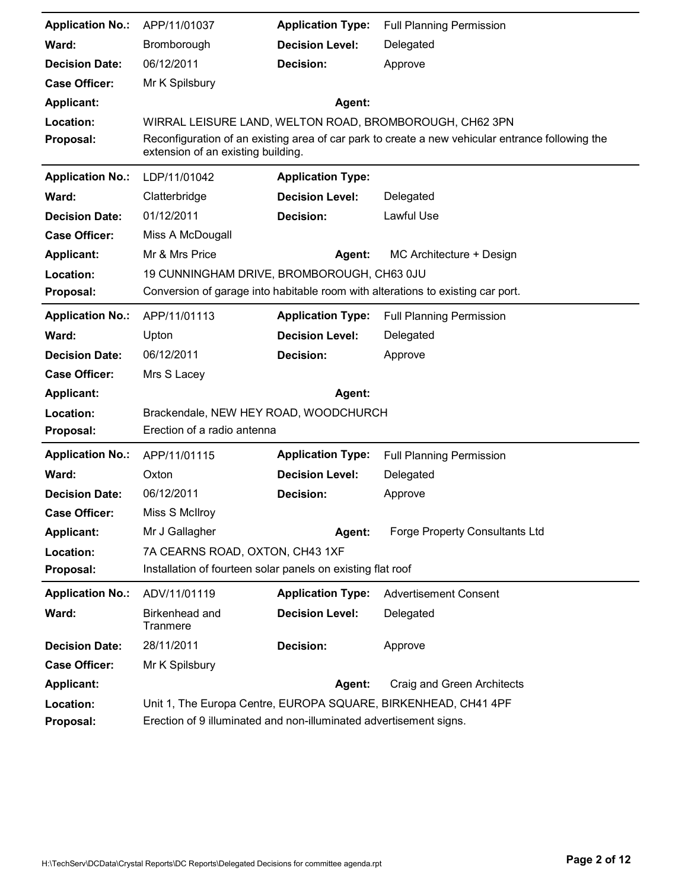| | | | |
|---|---|---|---|
| **Application No.:** | APP/11/01037 | **Application Type:** | Full Planning Permission |
| **Ward:** | Bromborough | **Decision Level:** | Delegated |
| **Decision Date:** | 06/12/2011 | **Decision:** | Approve |
| **Case Officer:** | Mr K Spilsbury | | |
| **Applicant:** | | **Agent:** | |
| **Location:** | WIRRAL LEISURE LAND, WELTON ROAD, BROMBOROUGH, CH62 3PN | | |
| **Proposal:** | Reconfiguration of an existing area of car park to create a new vehicular entrance following the extension of an existing building. | | |

| | | | |
|---|---|---|---|
| **Application No.:** | LDP/11/01042 | **Application Type:** | |
| **Ward:** | Clatterbridge | **Decision Level:** | Delegated |
| **Decision Date:** | 01/12/2011 | **Decision:** | Lawful Use |
| **Case Officer:** | Miss A McDougall | | |
| **Applicant:** | Mr & Mrs Price | **Agent:** | MC Architecture + Design |
| **Location:** | 19 CUNNINGHAM DRIVE, BROMBOROUGH, CH63 0JU | | |
| **Proposal:** | Conversion of garage into habitable room with alterations to existing car port. | | |

| | | | |
|---|---|---|---|
| **Application No.:** | APP/11/01113 | **Application Type:** | Full Planning Permission |
| **Ward:** | Upton | **Decision Level:** | Delegated |
| **Decision Date:** | 06/12/2011 | **Decision:** | Approve |
| **Case Officer:** | Mrs S Lacey | | |
| **Applicant:** | | **Agent:** | |
| **Location:** | Brackendale, NEW HEY ROAD, WOODCHURCH | | |
| **Proposal:** | Erection of a radio antenna | | |

| | | | |
|---|---|---|---|
| **Application No.:** | APP/11/01115 | **Application Type:** | Full Planning Permission |
| **Ward:** | Oxton | **Decision Level:** | Delegated |
| **Decision Date:** | 06/12/2011 | **Decision:** | Approve |
| **Case Officer:** | Miss S McIlroy | | |
| **Applicant:** | Mr J Gallagher | **Agent:** | Forge Property Consultants Ltd |
| **Location:** | 7A CEARNS ROAD, OXTON, CH43 1XF | | |
| **Proposal:** | Installation of fourteen solar panels on existing flat roof | | |

| | | | |
|---|---|---|---|
| **Application No.:** | ADV/11/01119 | **Application Type:** | Advertisement Consent |
| **Ward:** | Birkenhead and Tranmere | **Decision Level:** | Delegated |
| **Decision Date:** | 28/11/2011 | **Decision:** | Approve |
| **Case Officer:** | Mr K Spilsbury | | |
| **Applicant:** | | **Agent:** | Craig and Green Architects |
| **Location:** | Unit 1, The Europa Centre, EUROPA SQUARE, BIRKENHEAD, CH41 4PF | | |
| **Proposal:** | Erection of 9 illuminated and non-illuminated advertisement signs. | | |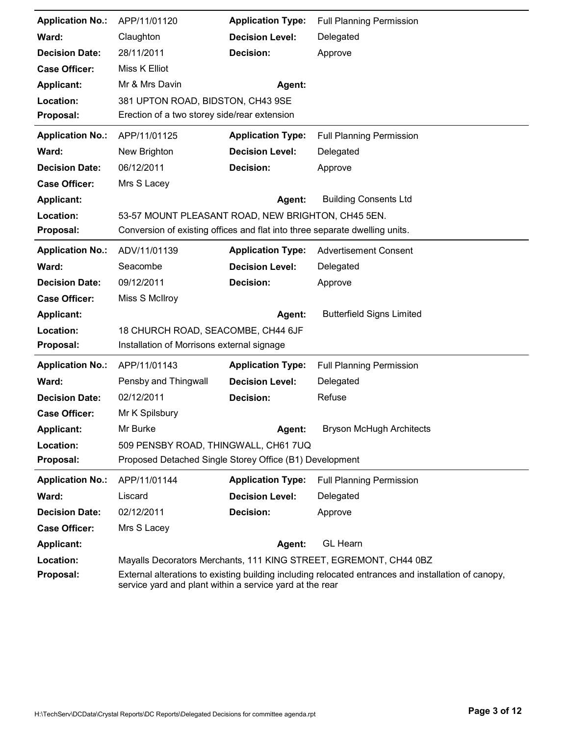| | | | |
|---|---|---|---|
| **Application No.:** | APP/11/01120 | **Application Type:** | Full Planning Permission |
| **Ward:** | Claughton | **Decision Level:** | Delegated |
| **Decision Date:** | 28/11/2011 | **Decision:** | Approve |
| **Case Officer:** | Miss K Elliot | | |
| **Applicant:** | Mr & Mrs Davin | **Agent:** | |
| **Location:** | 381 UPTON ROAD, BIDSTON, CH43 9SE | | |
| **Proposal:** | Erection of a two storey side/rear extension | | |

| | | | |
|---|---|---|---|
| **Application No.:** | APP/11/01125 | **Application Type:** | Full Planning Permission |
| **Ward:** | New Brighton | **Decision Level:** | Delegated |
| **Decision Date:** | 06/12/2011 | **Decision:** | Approve |
| **Case Officer:** | Mrs S Lacey | | |
| **Applicant:** | | **Agent:** | Building Consents Ltd |
| **Location:** | 53-57 MOUNT PLEASANT ROAD, NEW BRIGHTON, CH45 5EN. | | |
| **Proposal:** | Conversion of existing offices and flat into three separate dwelling units. | | |

| | | | |
|---|---|---|---|
| **Application No.:** | ADV/11/01139 | **Application Type:** | Advertisement Consent |
| **Ward:** | Seacombe | **Decision Level:** | Delegated |
| **Decision Date:** | 09/12/2011 | **Decision:** | Approve |
| **Case Officer:** | Miss S McIlroy | | |
| **Applicant:** | | **Agent:** | Butterfield Signs Limited |
| **Location:** | 18 CHURCH ROAD, SEACOMBE, CH44 6JF | | |
| **Proposal:** | Installation of Morrisons external signage | | |

| | | | |
|---|---|---|---|
| **Application No.:** | APP/11/01143 | **Application Type:** | Full Planning Permission |
| **Ward:** | Pensby and Thingwall | **Decision Level:** | Delegated |
| **Decision Date:** | 02/12/2011 | **Decision:** | Refuse |
| **Case Officer:** | Mr K Spilsbury | | |
| **Applicant:** | Mr Burke | **Agent:** | Bryson McHugh Architects |
| **Location:** | 509 PENSBY ROAD, THINGWALL, CH61 7UQ | | |
| **Proposal:** | Proposed Detached Single Storey Office (B1) Development | | |

| | | | |
|---|---|---|---|
| **Application No.:** | APP/11/01144 | **Application Type:** | Full Planning Permission |
| **Ward:** | Liscard | **Decision Level:** | Delegated |
| **Decision Date:** | 02/12/2011 | **Decision:** | Approve |
| **Case Officer:** | Mrs S Lacey | | |
| **Applicant:** | | **Agent:** | GL Hearn |
| **Location:** | Mayalls Decorators Merchants, 111 KING STREET, EGREMONT, CH44 0BZ | | |
| **Proposal:** | External alterations to existing building including relocated entrances and installation of canopy, service yard and plant within a service yard at the rear | | |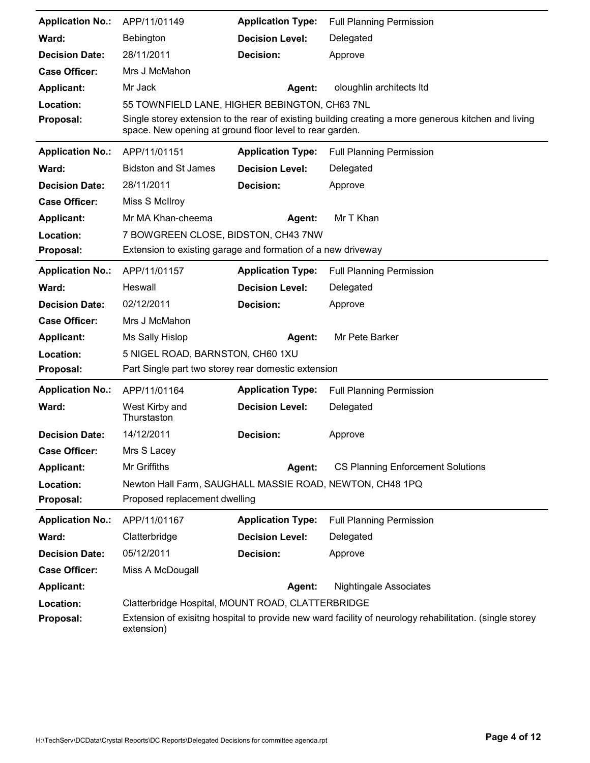| | | | |
|---|---|---|---|
| **Application No.:** | APP/11/01149 | **Application Type:** | Full Planning Permission |
| **Ward:** | Bebington | **Decision Level:** | Delegated |
| **Decision Date:** | 28/11/2011 | **Decision:** | Approve |
| **Case Officer:** | Mrs J McMahon | | |
| **Applicant:** | Mr Jack | **Agent:** | oloughlin architects ltd |
| **Location:** | 55 TOWNFIELD LANE, HIGHER BEBINGTON, CH63 7NL | | |
| **Proposal:** | Single storey extension to the rear of existing building creating a more generous kitchen and living space. New opening at ground floor level to rear garden. | | |

| | | | |
|---|---|---|---|
| **Application No.:** | APP/11/01151 | **Application Type:** | Full Planning Permission |
| **Ward:** | Bidston and St James | **Decision Level:** | Delegated |
| **Decision Date:** | 28/11/2011 | **Decision:** | Approve |
| **Case Officer:** | Miss S McIlroy | | |
| **Applicant:** | Mr MA Khan-cheema | **Agent:** | Mr T Khan |
| **Location:** | 7 BOWGREEN CLOSE, BIDSTON, CH43 7NW | | |
| **Proposal:** | Extension to existing garage and formation of a new driveway | | |

| | | | |
|---|---|---|---|
| **Application No.:** | APP/11/01157 | **Application Type:** | Full Planning Permission |
| **Ward:** | Heswall | **Decision Level:** | Delegated |
| **Decision Date:** | 02/12/2011 | **Decision:** | Approve |
| **Case Officer:** | Mrs J McMahon | | |
| **Applicant:** | Ms Sally Hislop | **Agent:** | Mr Pete Barker |
| **Location:** | 5 NIGEL ROAD, BARNSTON, CH60 1XU | | |
| **Proposal:** | Part Single part two storey rear domestic extension | | |

| | | | |
|---|---|---|---|
| **Application No.:** | APP/11/01164 | **Application Type:** | Full Planning Permission |
| **Ward:** | West Kirby and Thurstaston | **Decision Level:** | Delegated |
| **Decision Date:** | 14/12/2011 | **Decision:** | Approve |
| **Case Officer:** | Mrs S Lacey | | |
| **Applicant:** | Mr Griffiths | **Agent:** | CS Planning Enforcement Solutions |
| **Location:** | Newton Hall Farm, SAUGHALL MASSIE ROAD, NEWTON, CH48 1PQ | | |
| **Proposal:** | Proposed replacement dwelling | | |

| | | | |
|---|---|---|---|
| **Application No.:** | APP/11/01167 | **Application Type:** | Full Planning Permission |
| **Ward:** | Clatterbridge | **Decision Level:** | Delegated |
| **Decision Date:** | 05/12/2011 | **Decision:** | Approve |
| **Case Officer:** | Miss A McDougall | | |
| **Applicant:** | | **Agent:** | Nightingale Associates |
| **Location:** | Clatterbridge Hospital, MOUNT ROAD, CLATTERBRIDGE | | |
| **Proposal:** | Extension of exisitng hospital to provide new ward facility of neurology rehabilitation. (single storey extension) | | |

H:\TechServ\DCData\Crystal Reports\DC Reports\Delegated Decisions for committee agenda.rpt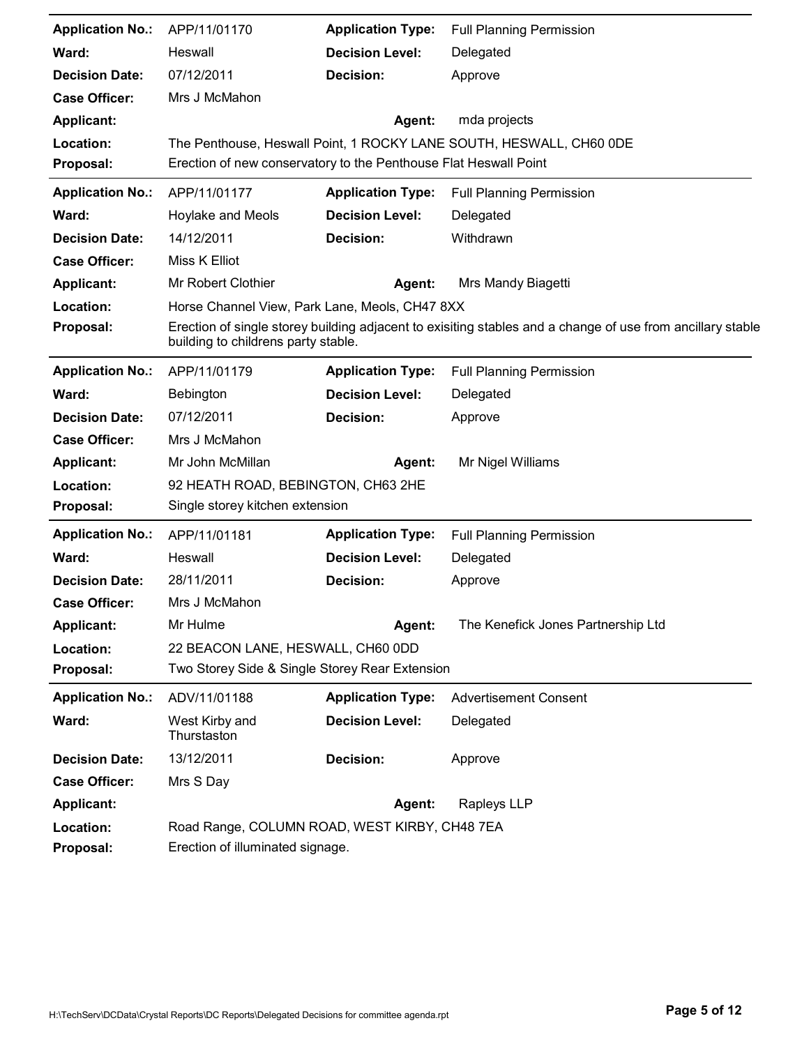| | | | |
|---|---|---|---|
| **Application No.:** | APP/11/01170 | **Application Type:** | Full Planning Permission |
| **Ward:** | Heswall | **Decision Level:** | Delegated |
| **Decision Date:** | 07/12/2011 | **Decision:** | Approve |
| **Case Officer:** | Mrs J McMahon | | |
| **Applicant:** | | **Agent:** | mda projects |
| **Location:** | The Penthouse, Heswall Point, 1 ROCKY LANE SOUTH, HESWALL, CH60 0DE | | |
| **Proposal:** | Erection of new conservatory to the Penthouse Flat Heswall Point | | |

| | | | |
|---|---|---|---|
| **Application No.:** | APP/11/01177 | **Application Type:** | Full Planning Permission |
| **Ward:** | Hoylake and Meols | **Decision Level:** | Delegated |
| **Decision Date:** | 14/12/2011 | **Decision:** | Withdrawn |
| **Case Officer:** | Miss K Elliot | | |
| **Applicant:** | Mr Robert Clothier | **Agent:** | Mrs Mandy Biagetti |
| **Location:** | Horse Channel View, Park Lane, Meols, CH47 8XX | | |
| **Proposal:** | Erection of single storey building adjacent to exisiting stables and a change of use from ancillary stable building to childrens party stable. | | |

| | | | |
|---|---|---|---|
| **Application No.:** | APP/11/01179 | **Application Type:** | Full Planning Permission |
| **Ward:** | Bebington | **Decision Level:** | Delegated |
| **Decision Date:** | 07/12/2011 | **Decision:** | Approve |
| **Case Officer:** | Mrs J McMahon | | |
| **Applicant:** | Mr John McMillan | **Agent:** | Mr Nigel Williams |
| **Location:** | 92 HEATH ROAD, BEBINGTON, CH63 2HE | | |
| **Proposal:** | Single storey kitchen extension | | |

| | | | |
|---|---|---|---|
| **Application No.:** | APP/11/01181 | **Application Type:** | Full Planning Permission |
| **Ward:** | Heswall | **Decision Level:** | Delegated |
| **Decision Date:** | 28/11/2011 | **Decision:** | Approve |
| **Case Officer:** | Mrs J McMahon | | |
| **Applicant:** | Mr Hulme | **Agent:** | The Kenefick Jones Partnership Ltd |
| **Location:** | 22 BEACON LANE, HESWALL, CH60 0DD | | |
| **Proposal:** | Two Storey Side & Single Storey Rear Extension | | |

| | | | |
|---|---|---|---|
| **Application No.:** | ADV/11/01188 | **Application Type:** | Advertisement Consent |
| **Ward:** | West Kirby and Thurstaston | **Decision Level:** | Delegated |
| **Decision Date:** | 13/12/2011 | **Decision:** | Approve |
| **Case Officer:** | Mrs S Day | | |
| **Applicant:** | | **Agent:** | Rapleys LLP |
| **Location:** | Road Range, COLUMN ROAD, WEST KIRBY, CH48 7EA | | |
| **Proposal:** | Erection of illuminated signage. | | |

H:\TechServ\DCData\Crystal Reports\DC Reports\Delegated Decisions for committee agenda.rpt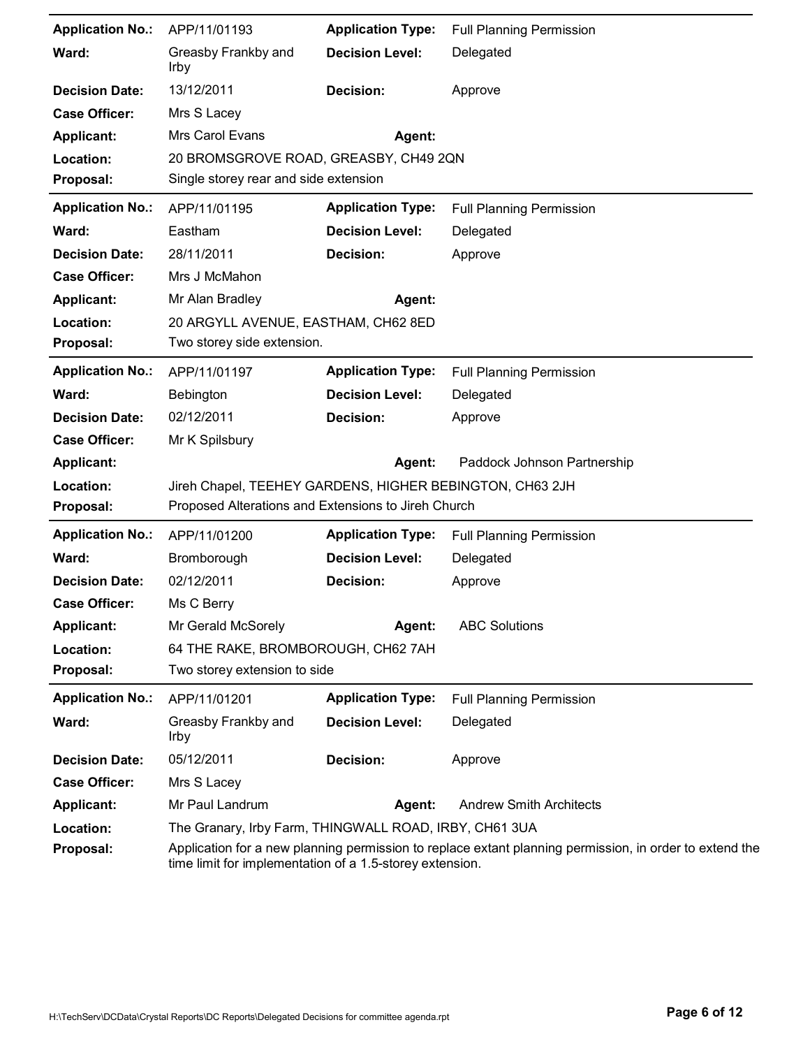| | | | |
|---|---|---|---|
| **Application No.:** | APP/11/01193 | **Application Type:** | Full Planning Permission |
| **Ward:** | Greasby Frankby and Irby | **Decision Level:** | Delegated |
| **Decision Date:** | 13/12/2011 | **Decision:** | Approve |
| **Case Officer:** | Mrs S Lacey | | |
| **Applicant:** | Mrs Carol Evans | **Agent:** | |
| **Location:** | 20 BROMSGROVE ROAD, GREASBY, CH49 2QN | | |
| **Proposal:** | Single storey rear and side extension | | |

| | | | |
|---|---|---|---|
| **Application No.:** | APP/11/01195 | **Application Type:** | Full Planning Permission |
| **Ward:** | Eastham | **Decision Level:** | Delegated |
| **Decision Date:** | 28/11/2011 | **Decision:** | Approve |
| **Case Officer:** | Mrs J McMahon | | |
| **Applicant:** | Mr Alan Bradley | **Agent:** | |
| **Location:** | 20 ARGYLL AVENUE, EASTHAM, CH62 8ED | | |
| **Proposal:** | Two storey side extension. | | |

| | | | |
|---|---|---|---|
| **Application No.:** | APP/11/01197 | **Application Type:** | Full Planning Permission |
| **Ward:** | Bebington | **Decision Level:** | Delegated |
| **Decision Date:** | 02/12/2011 | **Decision:** | Approve |
| **Case Officer:** | Mr K Spilsbury | | |
| **Applicant:** | | **Agent:** | Paddock Johnson Partnership |
| **Location:** | Jireh Chapel, TEEHEY GARDENS, HIGHER BEBINGTON, CH63 2JH | | |
| **Proposal:** | Proposed Alterations and Extensions to Jireh Church | | |

| | | | |
|---|---|---|---|
| **Application No.:** | APP/11/01200 | **Application Type:** | Full Planning Permission |
| **Ward:** | Bromborough | **Decision Level:** | Delegated |
| **Decision Date:** | 02/12/2011 | **Decision:** | Approve |
| **Case Officer:** | Ms C Berry | | |
| **Applicant:** | Mr Gerald McSorely | **Agent:** | ABC Solutions |
| **Location:** | 64 THE RAKE, BROMBOROUGH, CH62 7AH | | |
| **Proposal:** | Two storey extension to side | | |

| | | | |
|---|---|---|---|
| **Application No.:** | APP/11/01201 | **Application Type:** | Full Planning Permission |
| **Ward:** | Greasby Frankby and Irby | **Decision Level:** | Delegated |
| **Decision Date:** | 05/12/2011 | **Decision:** | Approve |
| **Case Officer:** | Mrs S Lacey | | |
| **Applicant:** | Mr Paul Landrum | **Agent:** | Andrew Smith Architects |
| **Location:** | The Granary, Irby Farm, THINGWALL ROAD, IRBY, CH61 3UA | | |
| **Proposal:** | Application for a new planning permission to replace extant planning permission, in order to extend the time limit for implementation of a 1.5-storey extension. | | |

H:\TechServ\DCData\Crystal Reports\DC Reports\Delegated Decisions for committee agenda.rpt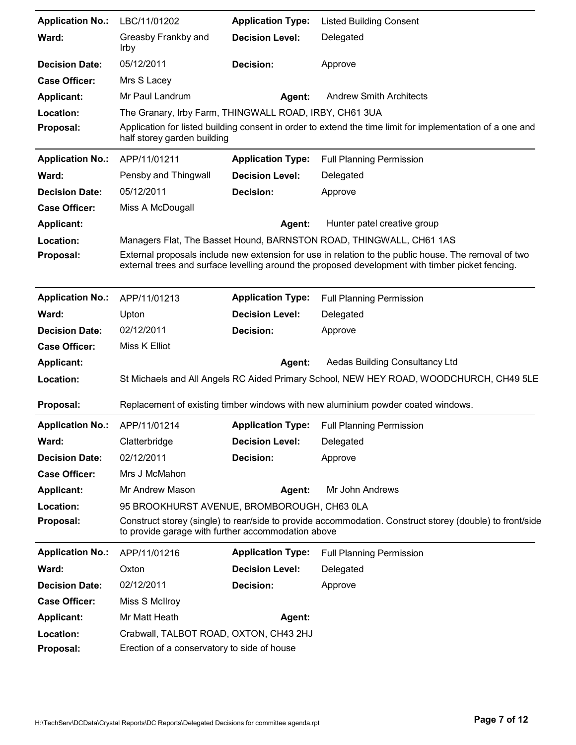| | | | |
|---|---|---|---|
| **Application No.:** | LBC/11/01202 | **Application Type:** | Listed Building Consent |
| **Ward:** | Greasby Frankby and Irby | **Decision Level:** | Delegated |
| **Decision Date:** | 05/12/2011 | **Decision:** | Approve |
| **Case Officer:** | Mrs S Lacey | | |
| **Applicant:** | Mr Paul Landrum | **Agent:** | Andrew Smith Architects |
| **Location:** | The Granary, Irby Farm, THINGWALL ROAD, IRBY, CH61 3UA | | |
| **Proposal:** | Application for listed building consent in order to extend the time limit for implementation of a one and half storey garden building | | |

| | | | |
|---|---|---|---|
| **Application No.:** | APP/11/01211 | **Application Type:** | Full Planning Permission |
| **Ward:** | Pensby and Thingwall | **Decision Level:** | Delegated |
| **Decision Date:** | 05/12/2011 | **Decision:** | Approve |
| **Case Officer:** | Miss A McDougall | | |
| **Applicant:** | | **Agent:** | Hunter patel creative group |
| **Location:** | Managers Flat, The Basset Hound, BARNSTON ROAD, THINGWALL, CH61 1AS | | |
| **Proposal:** | External proposals include new extension for use in relation to the public house. The removal of two external trees and surface levelling around the proposed development with timber picket fencing. | | |

| | | | |
|---|---|---|---|
| **Application No.:** | APP/11/01213 | **Application Type:** | Full Planning Permission |
| **Ward:** | Upton | **Decision Level:** | Delegated |
| **Decision Date:** | 02/12/2011 | **Decision:** | Approve |
| **Case Officer:** | Miss K Elliot | | |
| **Applicant:** | | **Agent:** | Aedas Building Consultancy Ltd |
| **Location:** | St Michaels and All Angels RC Aided Primary School, NEW HEY ROAD, WOODCHURCH, CH49 5LE | | |
| **Proposal:** | Replacement of existing timber windows with new aluminium powder coated windows. | | |

| | | | |
|---|---|---|---|
| **Application No.:** | APP/11/01214 | **Application Type:** | Full Planning Permission |
| **Ward:** | Clatterbridge | **Decision Level:** | Delegated |
| **Decision Date:** | 02/12/2011 | **Decision:** | Approve |
| **Case Officer:** | Mrs J McMahon | | |
| **Applicant:** | Mr Andrew Mason | **Agent:** | Mr John Andrews |
| **Location:** | 95 BROOKHURST AVENUE, BROMBOROUGH, CH63 0LA | | |
| **Proposal:** | Construct storey (single) to rear/side to provide accommodation. Construct storey (double) to front/side to provide garage with further accommodation above | | |

| | | | |
|---|---|---|---|
| **Application No.:** | APP/11/01216 | **Application Type:** | Full Planning Permission |
| **Ward:** | Oxton | **Decision Level:** | Delegated |
| **Decision Date:** | 02/12/2011 | **Decision:** | Approve |
| **Case Officer:** | Miss S McIlroy | | |
| **Applicant:** | Mr Matt Heath | **Agent:** | |
| **Location:** | Crabwall, TALBOT ROAD, OXTON, CH43 2HJ | | |
| **Proposal:** | Erection of a conservatory to side of house | | |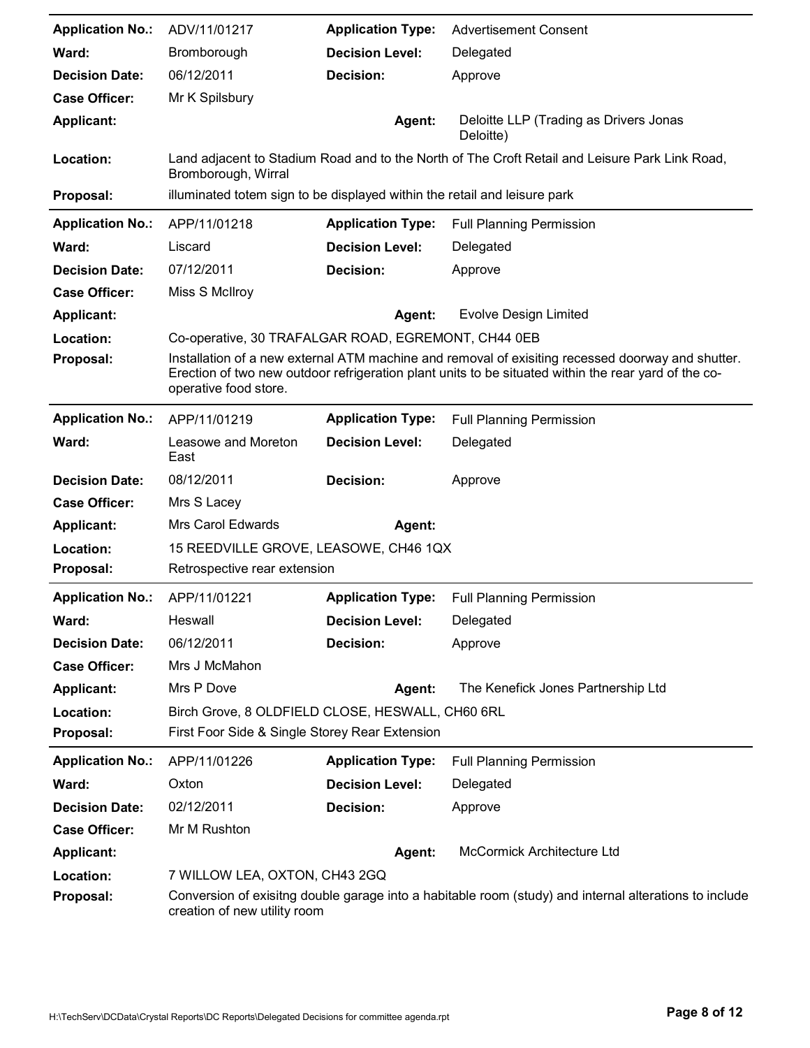| | | | |
|---|---|---|---|
| **Application No.:** | ADV/11/01217 | **Application Type:** | Advertisement Consent |
| **Ward:** | Bromborough | **Decision Level:** | Delegated |
| **Decision Date:** | 06/12/2011 | **Decision:** | Approve |
| **Case Officer:** | Mr K Spilsbury | | |
| **Applicant:** | | **Agent:** | Deloitte LLP (Trading as Drivers Jonas Deloitte) |
| **Location:** | Land adjacent to Stadium Road and to the North of The Croft Retail and Leisure Park Link Road, Bromborough, Wirral | | |
| **Proposal:** | illuminated totem sign to be displayed within the retail and leisure park | | |

| | | | |
|---|---|---|---|
| **Application No.:** | APP/11/01218 | **Application Type:** | Full Planning Permission |
| **Ward:** | Liscard | **Decision Level:** | Delegated |
| **Decision Date:** | 07/12/2011 | **Decision:** | Approve |
| **Case Officer:** | Miss S McIlroy | | |
| **Applicant:** | | **Agent:** | Evolve Design Limited |
| **Location:** | Co-operative, 30 TRAFALGAR ROAD, EGREMONT, CH44 0EB | | |
| **Proposal:** | Installation of a new external ATM machine and removal of exisiting recessed doorway and shutter. Erection of two new outdoor refrigeration plant units to be situated within the rear yard of the co-operative food store. | | |

| | | | |
|---|---|---|---|
| **Application No.:** | APP/11/01219 | **Application Type:** | Full Planning Permission |
| **Ward:** | Leasowe and Moreton East | **Decision Level:** | Delegated |
| **Decision Date:** | 08/12/2011 | **Decision:** | Approve |
| **Case Officer:** | Mrs S Lacey | | |
| **Applicant:** | Mrs Carol Edwards | **Agent:** | |
| **Location:** | 15 REEDVILLE GROVE, LEASOWE, CH46 1QX | | |
| **Proposal:** | Retrospective rear extension | | |

| | | | |
|---|---|---|---|
| **Application No.:** | APP/11/01221 | **Application Type:** | Full Planning Permission |
| **Ward:** | Heswall | **Decision Level:** | Delegated |
| **Decision Date:** | 06/12/2011 | **Decision:** | Approve |
| **Case Officer:** | Mrs J McMahon | | |
| **Applicant:** | Mrs P Dove | **Agent:** | The Kenefick Jones Partnership Ltd |
| **Location:** | Birch Grove, 8 OLDFIELD CLOSE, HESWALL, CH60 6RL | | |
| **Proposal:** | First Foor Side & Single Storey Rear Extension | | |

| | | | |
|---|---|---|---|
| **Application No.:** | APP/11/01226 | **Application Type:** | Full Planning Permission |
| **Ward:** | Oxton | **Decision Level:** | Delegated |
| **Decision Date:** | 02/12/2011 | **Decision:** | Approve |
| **Case Officer:** | Mr M Rushton | | |
| **Applicant:** | | **Agent:** | McCormick Architecture Ltd |
| **Location:** | 7 WILLOW LEA, OXTON, CH43 2GQ | | |
| **Proposal:** | Conversion of exisitng double garage into a habitable room (study) and internal alterations to include creation of new utility room | | |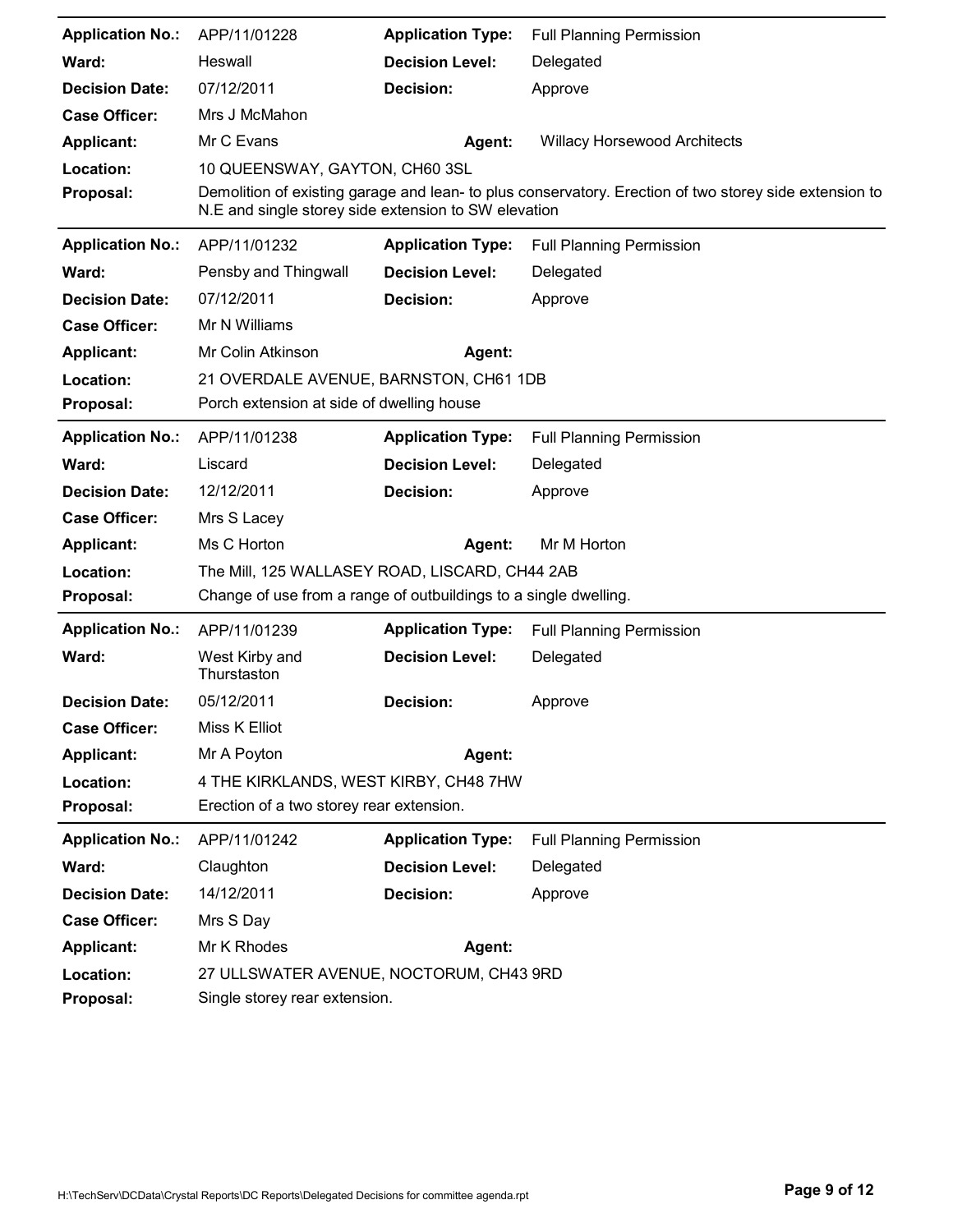| | | | |
|---|---|---|---|
| **Application No.:** | APP/11/01228 | **Application Type:** | Full Planning Permission |
| **Ward:** | Heswall | **Decision Level:** | Delegated |
| **Decision Date:** | 07/12/2011 | **Decision:** | Approve |
| **Case Officer:** | Mrs J McMahon | | |
| **Applicant:** | Mr C Evans | **Agent:** | Willacy Horsewood Architects |
| **Location:** | 10 QUEENSWAY, GAYTON, CH60 3SL | | |
| **Proposal:** | Demolition of existing garage and lean- to plus conservatory. Erection of two storey side extension to N.E and single storey side extension to SW elevation | | |

| | | | |
|---|---|---|---|
| **Application No.:** | APP/11/01232 | **Application Type:** | Full Planning Permission |
| **Ward:** | Pensby and Thingwall | **Decision Level:** | Delegated |
| **Decision Date:** | 07/12/2011 | **Decision:** | Approve |
| **Case Officer:** | Mr N Williams | | |
| **Applicant:** | Mr Colin Atkinson | **Agent:** | |
| **Location:** | 21 OVERDALE AVENUE, BARNSTON, CH61 1DB | | |
| **Proposal:** | Porch extension at side of dwelling house | | |

| | | | |
|---|---|---|---|
| **Application No.:** | APP/11/01238 | **Application Type:** | Full Planning Permission |
| **Ward:** | Liscard | **Decision Level:** | Delegated |
| **Decision Date:** | 12/12/2011 | **Decision:** | Approve |
| **Case Officer:** | Mrs S Lacey | | |
| **Applicant:** | Ms C Horton | **Agent:** | Mr M Horton |
| **Location:** | The Mill, 125 WALLASEY ROAD, LISCARD, CH44 2AB | | |
| **Proposal:** | Change of use from a range of outbuildings to a single dwelling. | | |

| | | | |
|---|---|---|---|
| **Application No.:** | APP/11/01239 | **Application Type:** | Full Planning Permission |
| **Ward:** | West Kirby and Thurstaston | **Decision Level:** | Delegated |
| **Decision Date:** | 05/12/2011 | **Decision:** | Approve |
| **Case Officer:** | Miss K Elliot | | |
| **Applicant:** | Mr A Poyton | **Agent:** | |
| **Location:** | 4 THE KIRKLANDS, WEST KIRBY, CH48 7HW | | |
| **Proposal:** | Erection of a two storey rear extension. | | |

| | | | |
|---|---|---|---|
| **Application No.:** | APP/11/01242 | **Application Type:** | Full Planning Permission |
| **Ward:** | Claughton | **Decision Level:** | Delegated |
| **Decision Date:** | 14/12/2011 | **Decision:** | Approve |
| **Case Officer:** | Mrs S Day | | |
| **Applicant:** | Mr K Rhodes | **Agent:** | |
| **Location:** | 27 ULLSWATER AVENUE, NOCTORUM, CH43 9RD | | |
| **Proposal:** | Single storey rear extension. | | |

H:\TechServ\DCData\Crystal Reports\DC Reports\Delegated Decisions for committee agenda.rpt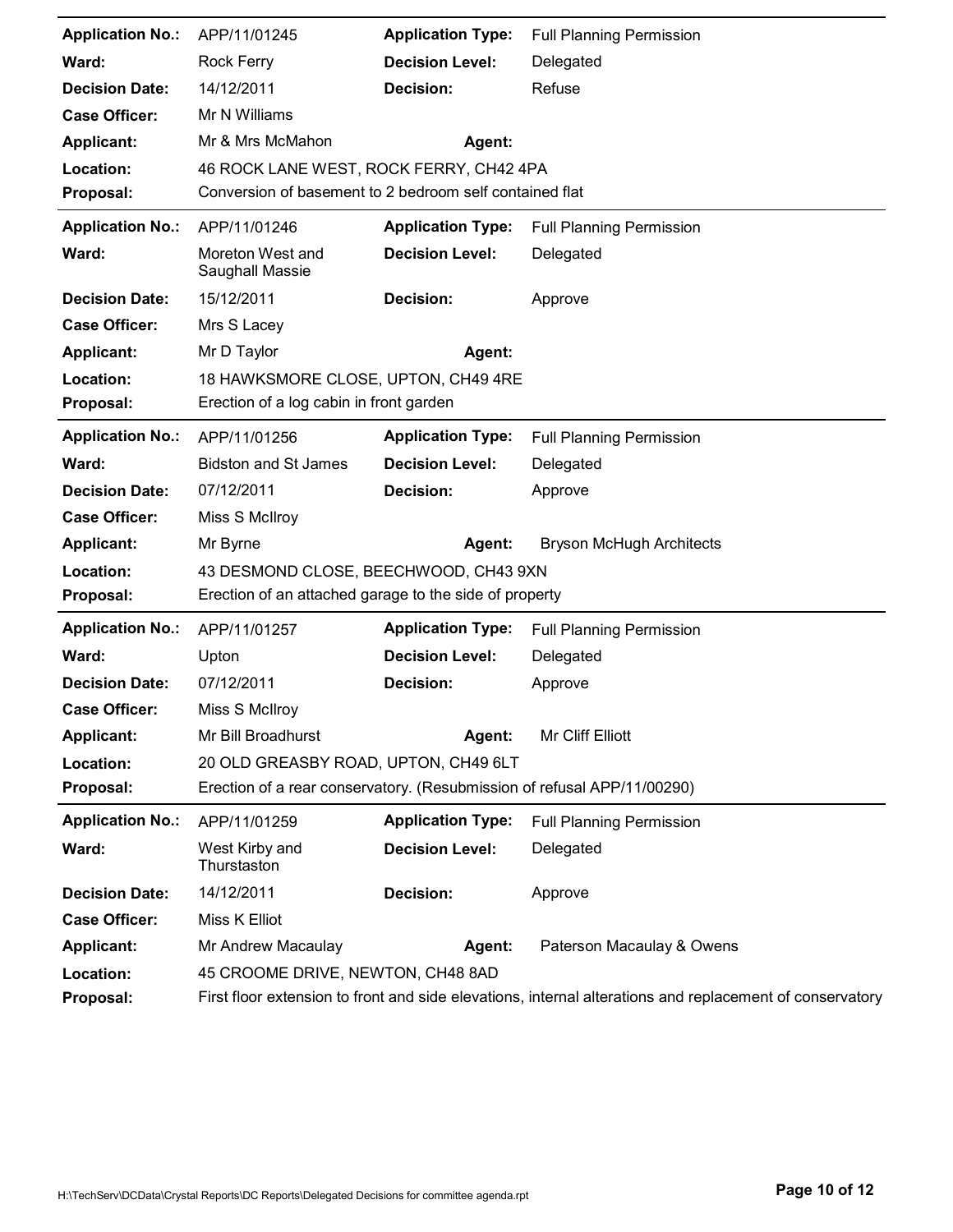| | | | |
|---|---|---|---|
| **Application No.:** | APP/11/01245 | **Application Type:** | Full Planning Permission |
| **Ward:** | Rock Ferry | **Decision Level:** | Delegated |
| **Decision Date:** | 14/12/2011 | **Decision:** | Refuse |
| **Case Officer:** | Mr N Williams | | |
| **Applicant:** | Mr & Mrs McMahon | **Agent:** | |
| **Location:** | 46 ROCK LANE WEST, ROCK FERRY, CH42 4PA | | |
| **Proposal:** | Conversion of basement to 2 bedroom self contained flat | | |

| | | | |
|---|---|---|---|
| **Application No.:** | APP/11/01246 | **Application Type:** | Full Planning Permission |
| **Ward:** | Moreton West and Saughall Massie | **Decision Level:** | Delegated |
| **Decision Date:** | 15/12/2011 | **Decision:** | Approve |
| **Case Officer:** | Mrs S Lacey | | |
| **Applicant:** | Mr D Taylor | **Agent:** | |
| **Location:** | 18 HAWKSMORE CLOSE, UPTON, CH49 4RE | | |
| **Proposal:** | Erection of a log cabin in front garden | | |

| | | | |
|---|---|---|---|
| **Application No.:** | APP/11/01256 | **Application Type:** | Full Planning Permission |
| **Ward:** | Bidston and St James | **Decision Level:** | Delegated |
| **Decision Date:** | 07/12/2011 | **Decision:** | Approve |
| **Case Officer:** | Miss S McIlroy | | |
| **Applicant:** | Mr Byrne | **Agent:** | Bryson McHugh Architects |
| **Location:** | 43 DESMOND CLOSE, BEECHWOOD, CH43 9XN | | |
| **Proposal:** | Erection of an attached garage to the side of property | | |

| | | | |
|---|---|---|---|
| **Application No.:** | APP/11/01257 | **Application Type:** | Full Planning Permission |
| **Ward:** | Upton | **Decision Level:** | Delegated |
| **Decision Date:** | 07/12/2011 | **Decision:** | Approve |
| **Case Officer:** | Miss S McIlroy | | |
| **Applicant:** | Mr Bill Broadhurst | **Agent:** | Mr Cliff Elliott |
| **Location:** | 20 OLD GREASBY ROAD, UPTON, CH49 6LT | | |
| **Proposal:** | Erection of a rear conservatory. (Resubmission of refusal APP/11/00290) | | |

| | | | |
|---|---|---|---|
| **Application No.:** | APP/11/01259 | **Application Type:** | Full Planning Permission |
| **Ward:** | West Kirby and Thurstaston | **Decision Level:** | Delegated |
| **Decision Date:** | 14/12/2011 | **Decision:** | Approve |
| **Case Officer:** | Miss K Elliot | | |
| **Applicant:** | Mr Andrew Macaulay | **Agent:** | Paterson Macaulay & Owens |
| **Location:** | 45 CROOME DRIVE, NEWTON, CH48 8AD | | |
| **Proposal:** | First floor extension to front and side elevations, internal alterations and replacement of conservatory | | |

H:\TechServ\DCData\Crystal Reports\DC Reports\Delegated Decisions for committee agenda.rpt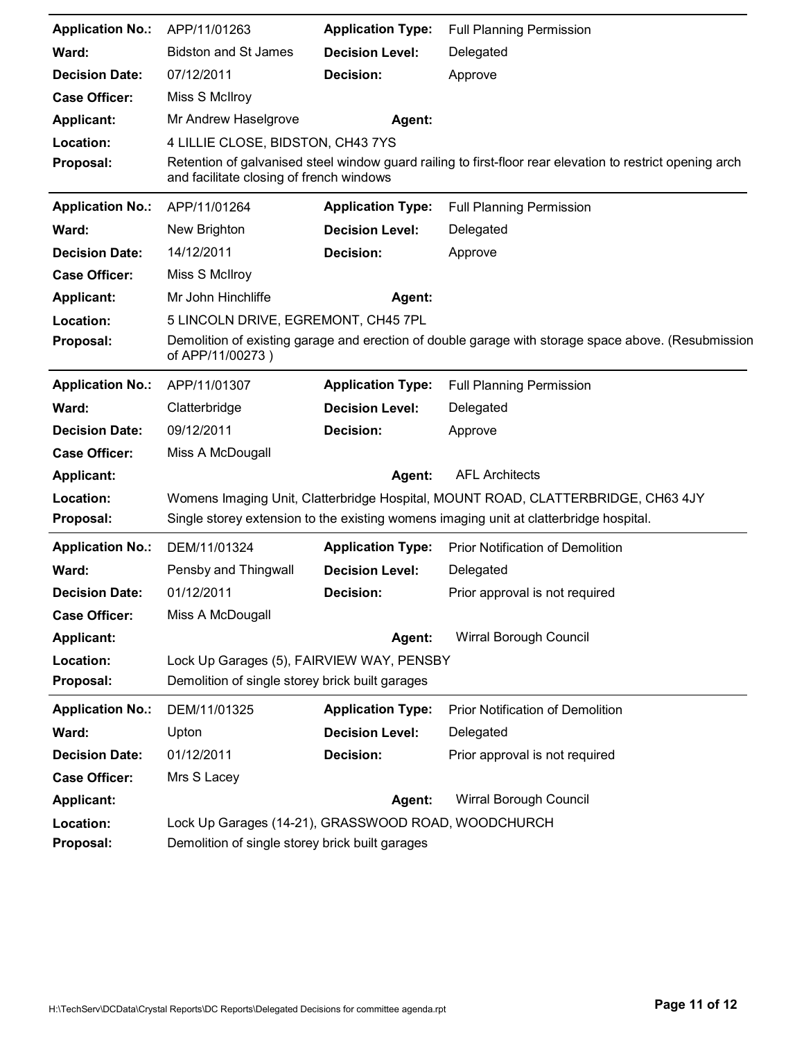| | | | |
|---|---|---|---|
| **Application No.:** | APP/11/01263 | **Application Type:** | Full Planning Permission |
| **Ward:** | Bidston and St James | **Decision Level:** | Delegated |
| **Decision Date:** | 07/12/2011 | **Decision:** | Approve |
| **Case Officer:** | Miss S McIlroy | | |
| **Applicant:** | Mr Andrew Haselgrove | **Agent:** | |
| **Location:** | 4 LILLIE CLOSE, BIDSTON, CH43 7YS | | |
| **Proposal:** | Retention of galvanised steel window guard railing to first-floor rear elevation to restrict opening arch and facilitate closing of french windows | | |

| | | | |
|---|---|---|---|
| **Application No.:** | APP/11/01264 | **Application Type:** | Full Planning Permission |
| **Ward:** | New Brighton | **Decision Level:** | Delegated |
| **Decision Date:** | 14/12/2011 | **Decision:** | Approve |
| **Case Officer:** | Miss S McIlroy | | |
| **Applicant:** | Mr John Hinchliffe | **Agent:** | |
| **Location:** | 5 LINCOLN DRIVE, EGREMONT, CH45 7PL | | |
| **Proposal:** | Demolition of existing garage and erection of double garage with storage space above. (Resubmission of APP/11/00273 ) | | |

| | | | |
|---|---|---|---|
| **Application No.:** | APP/11/01307 | **Application Type:** | Full Planning Permission |
| **Ward:** | Clatterbridge | **Decision Level:** | Delegated |
| **Decision Date:** | 09/12/2011 | **Decision:** | Approve |
| **Case Officer:** | Miss A McDougall | | |
| **Applicant:** | | **Agent:** | AFL Architects |
| **Location:** | Womens Imaging Unit, Clatterbridge Hospital, MOUNT ROAD, CLATTERBRIDGE, CH63 4JY | | |
| **Proposal:** | Single storey extension to the existing womens imaging unit at clatterbridge hospital. | | |

| | | | |
|---|---|---|---|
| **Application No.:** | DEM/11/01324 | **Application Type:** | Prior Notification of Demolition |
| **Ward:** | Pensby and Thingwall | **Decision Level:** | Delegated |
| **Decision Date:** | 01/12/2011 | **Decision:** | Prior approval is not required |
| **Case Officer:** | Miss A McDougall | | |
| **Applicant:** | | **Agent:** | Wirral Borough Council |
| **Location:** | Lock Up Garages (5), FAIRVIEW WAY, PENSBY | | |
| **Proposal:** | Demolition of single storey brick built garages | | |

| | | | |
|---|---|---|---|
| **Application No.:** | DEM/11/01325 | **Application Type:** | Prior Notification of Demolition |
| **Ward:** | Upton | **Decision Level:** | Delegated |
| **Decision Date:** | 01/12/2011 | **Decision:** | Prior approval is not required |
| **Case Officer:** | Mrs S Lacey | | |
| **Applicant:** | | **Agent:** | Wirral Borough Council |
| **Location:** | Lock Up Garages (14-21), GRASSWOOD ROAD, WOODCHURCH | | |
| **Proposal:** | Demolition of single storey brick built garages | | |

H:\TechServ\DCData\Crystal Reports\DC Reports\Delegated Decisions for committee agenda.rpt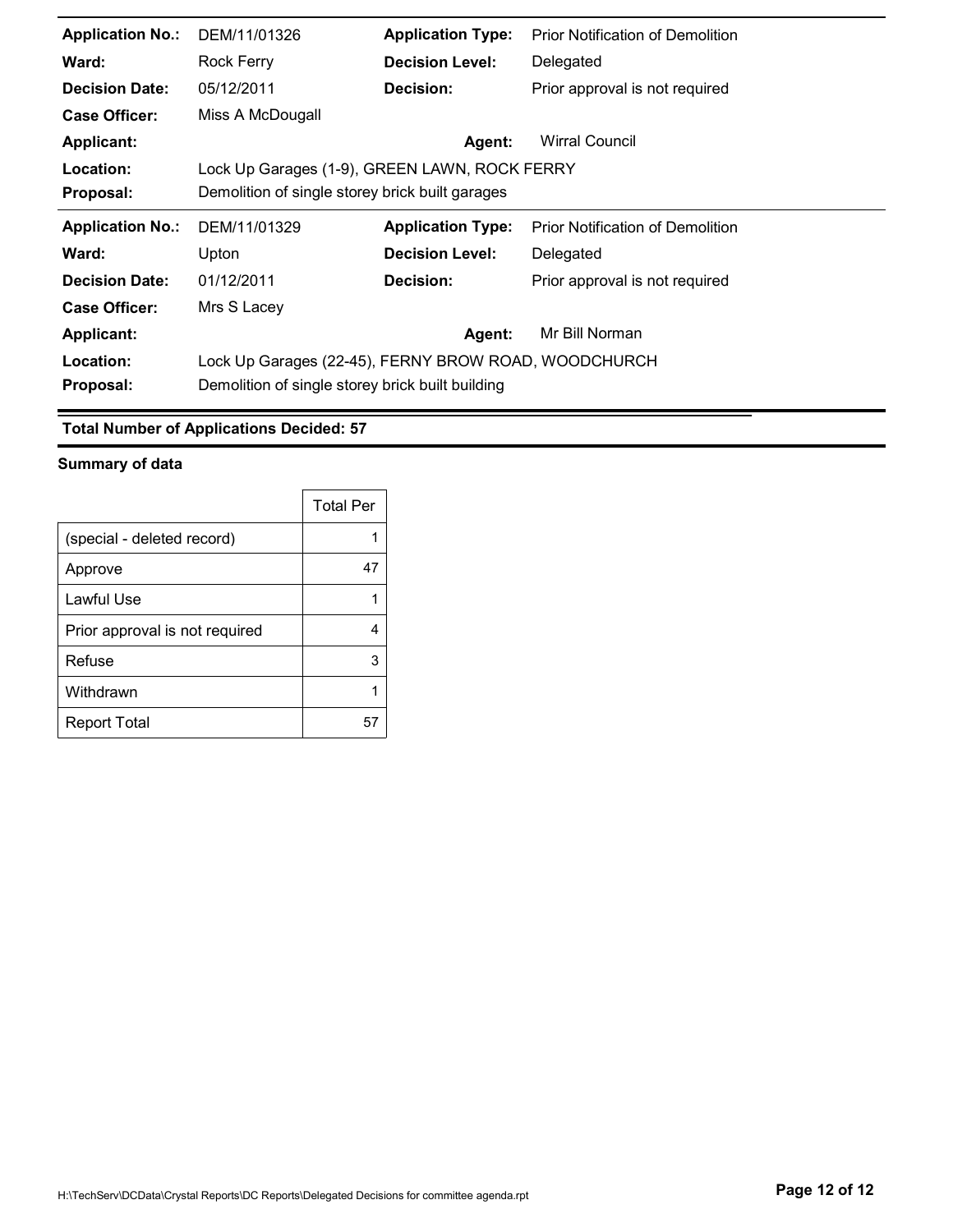| | | | |
|---|---|---|---|
| **Application No.:** | DEM/11/01326 | **Application Type:** | Prior Notification of Demolition |
| **Ward:** | Rock Ferry | **Decision Level:** | Delegated |
| **Decision Date:** | 05/12/2011 | **Decision:** | Prior approval is not required |
| **Case Officer:** | Miss A McDougall | | |
| **Applicant:** | | **Agent:** | Wirral Council |
| **Location:** | Lock Up Garages (1-9), GREEN LAWN, ROCK FERRY | | |
| **Proposal:** | Demolition of single storey brick built garages | | |

| | | | |
|---|---|---|---|
| **Application No.:** | DEM/11/01329 | **Application Type:** | Prior Notification of Demolition |
| **Ward:** | Upton | **Decision Level:** | Delegated |
| **Decision Date:** | 01/12/2011 | **Decision:** | Prior approval is not required |
| **Case Officer:** | Mrs S Lacey | | |
| **Applicant:** | | **Agent:** | Mr Bill Norman |
| **Location:** | Lock Up Garages (22-45), FERNY BROW ROAD, WOODCHURCH | | |
| **Proposal:** | Demolition of single storey brick built building | | |

**Total Number of Applications Decided: 57**

**Summary of data**

| | Total Per |
|---|---|
| (special - deleted record) | 1 |
| Approve | 47 |
| Lawful Use | 1 |
| Prior approval is not required | 4 |
| Refuse | 3 |
| Withdrawn | 1 |
| Report Total | 57 |

H:\TechServ\DCData\Crystal Reports\DC Reports\Delegated Decisions for committee agenda.rpt